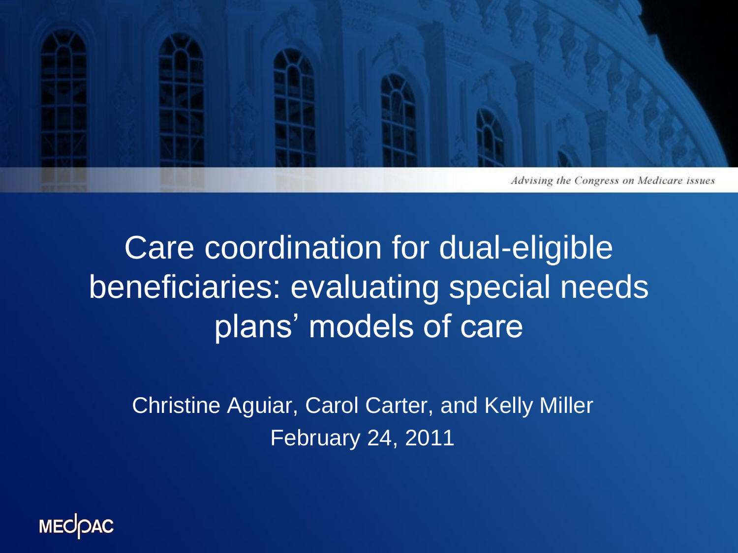*Advising the Congress on Medicare issues*

# Care coordination for dual-eligible beneficiaries: evaluating special needs plans' models of care

Christine Aguiar, Carol Carter, and Kelly Miller

February 24, 2011

MEDPAC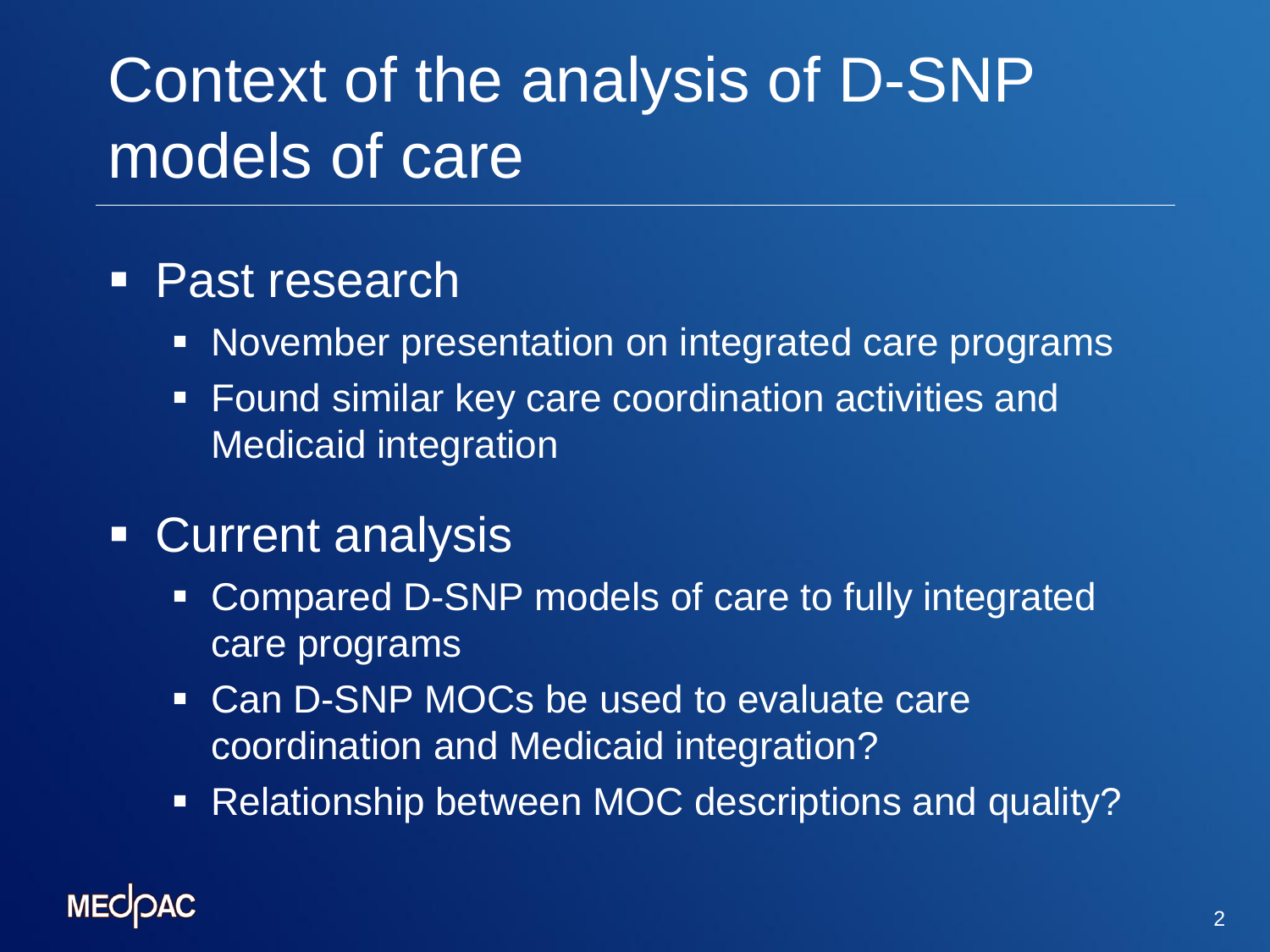# Context of the analysis of D-SNP models of care

- Past research
  - November presentation on integrated care programs
  - Found similar key care coordination activities and Medicaid integration
- Current analysis
  - Compared D-SNP models of care to fully integrated care programs
  - Can D-SNP MOCs be used to evaluate care coordination and Medicaid integration?
  - Relationship between MOC descriptions and quality?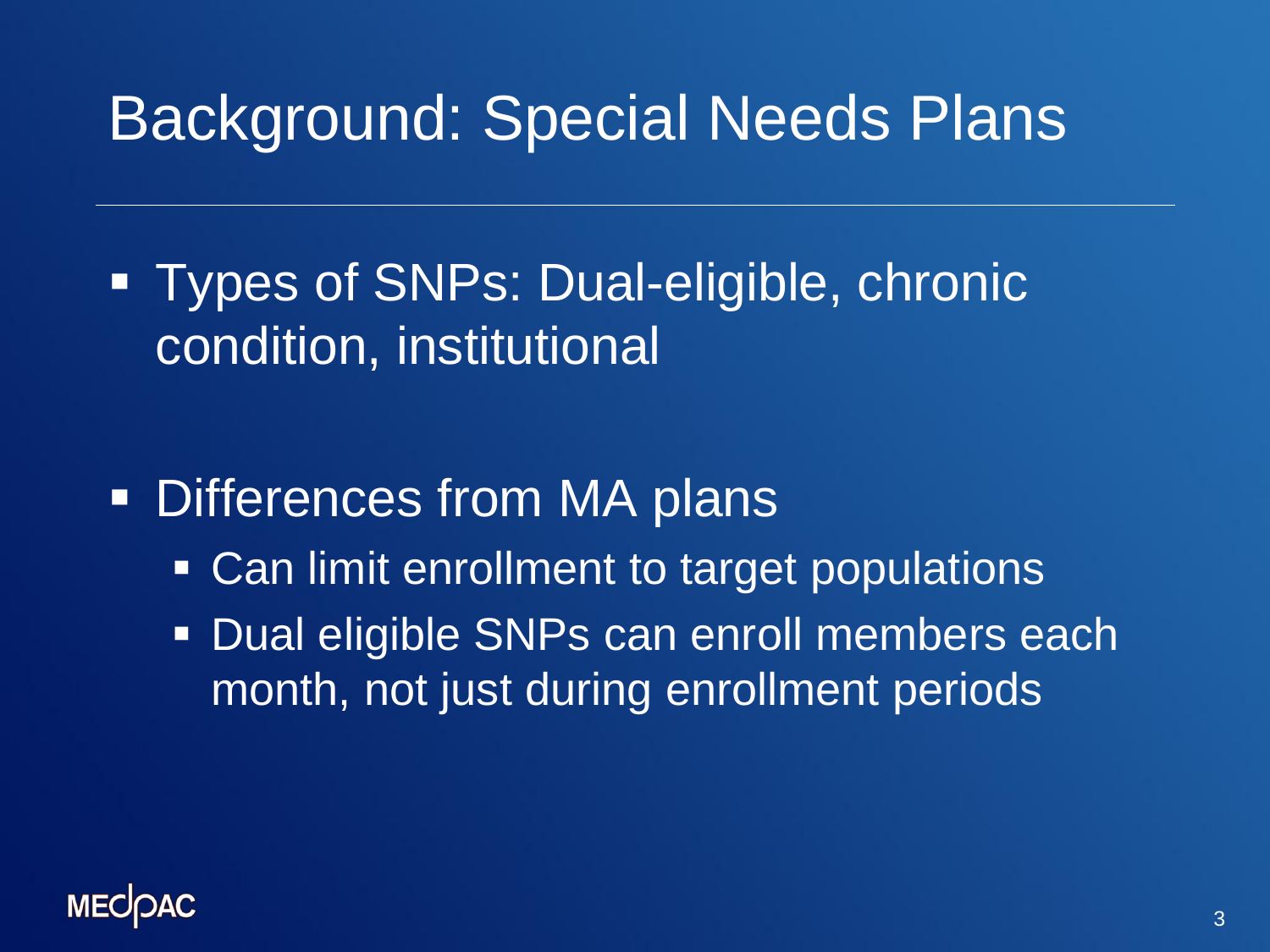# Background: Special Needs Plans

- Types of SNPs: Dual-eligible, chronic condition, institutional

- Differences from MA plans
  - Can limit enrollment to target populations
  - Dual eligible SNPs can enroll members each month, not just during enrollment periods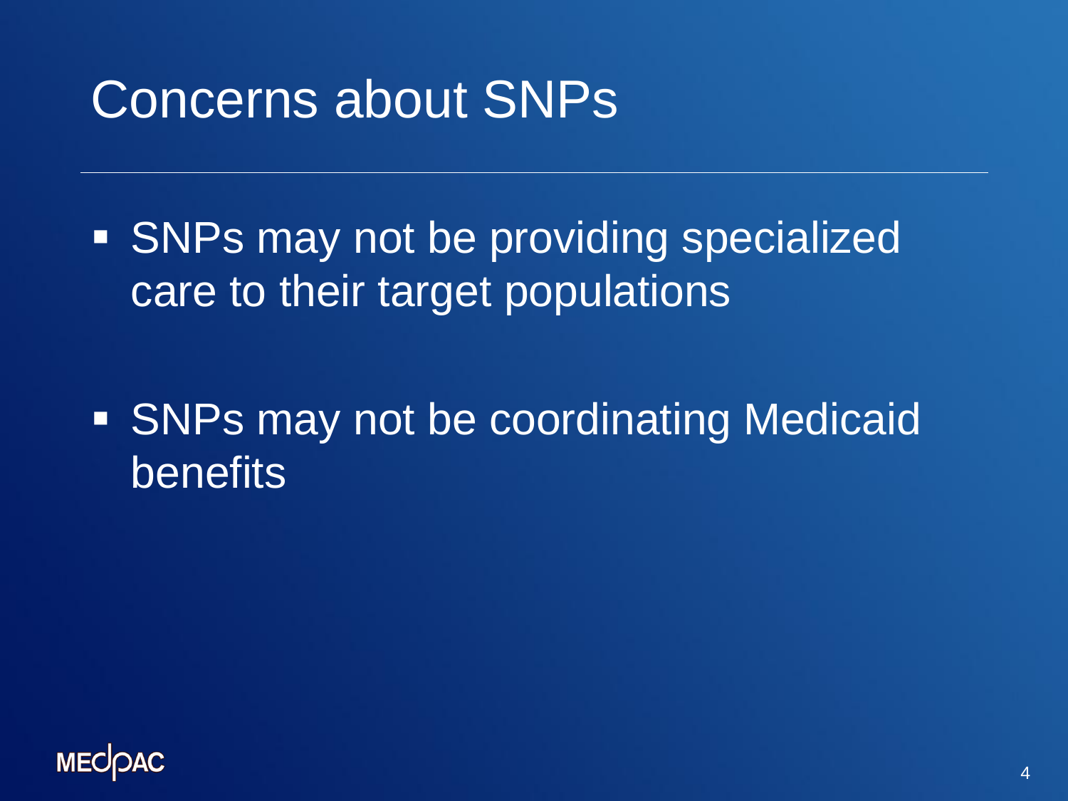# Concerns about SNPs

- SNPs may not be providing specialized care to their target populations
- SNPs may not be coordinating Medicaid benefits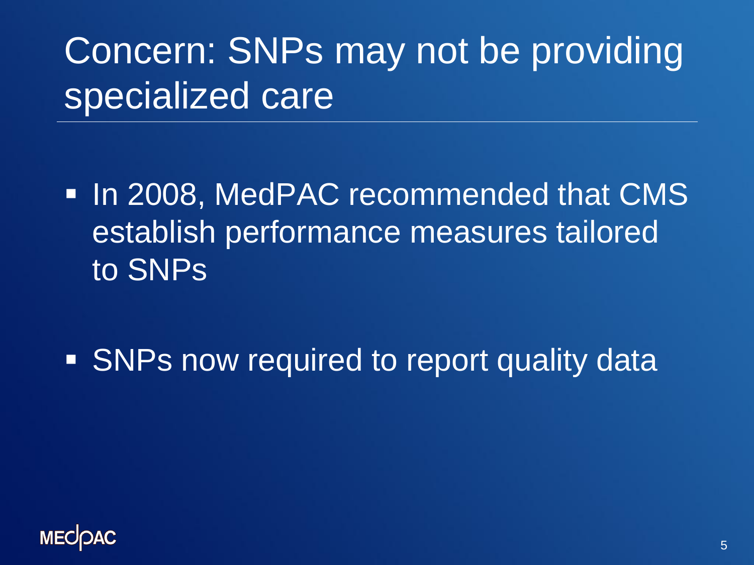# Concern: SNPs may not be providing specialized care

- In 2008, MedPAC recommended that CMS establish performance measures tailored to SNPs
- SNPs now required to report quality data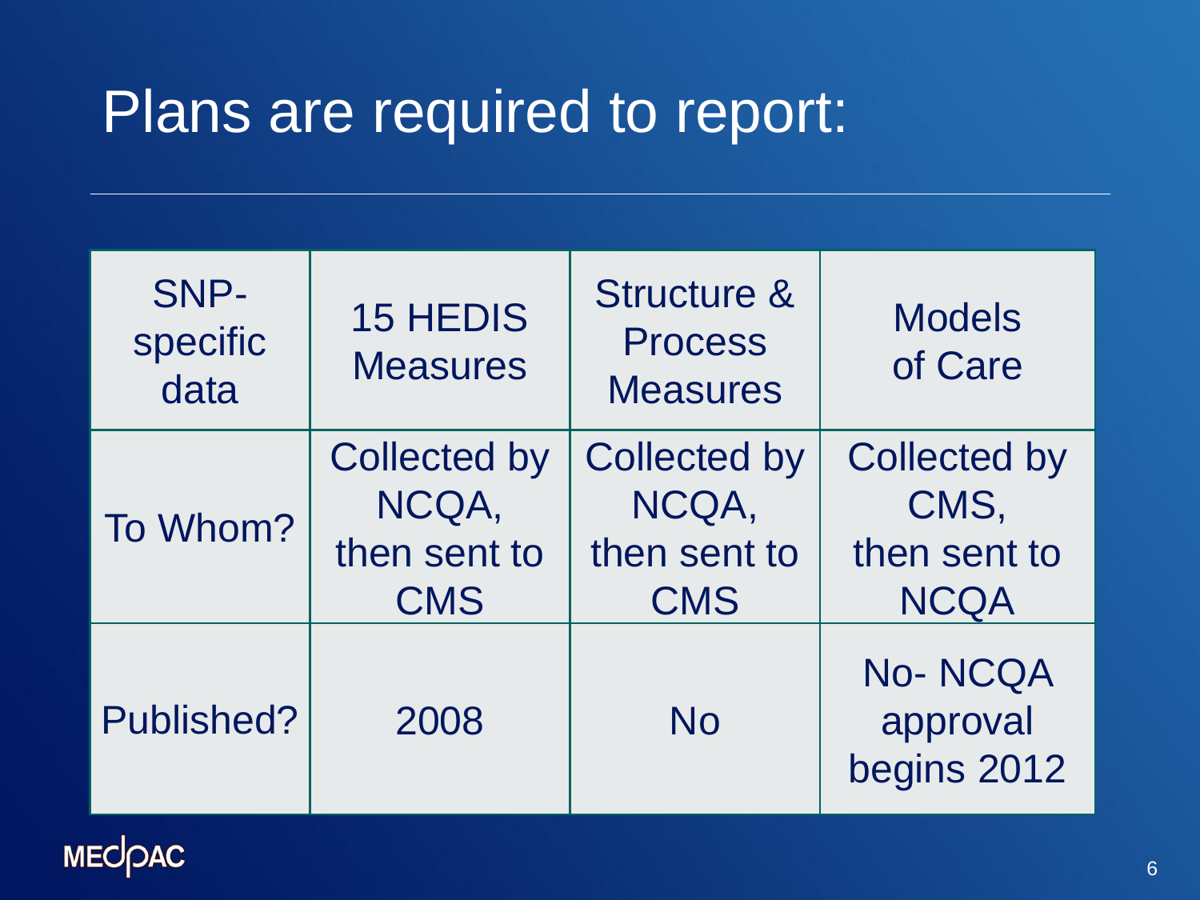# Plans are required to report:

| SNP-specific data | 15 HEDIS Measures | Structure & Process Measures | Models of Care |
|---|---|---|---|
| To Whom? | Collected by NCQA, then sent to CMS | Collected by NCQA, then sent to CMS | Collected by CMS, then sent to NCQA |
| Published? | 2008 | No | No- NCQA approval begins 2012 |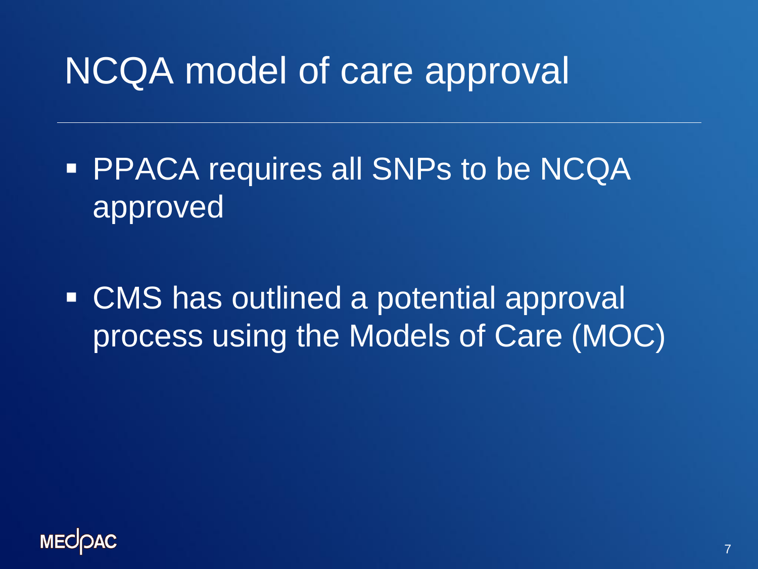# NCQA model of care approval

- PPACA requires all SNPs to be NCQA approved
- CMS has outlined a potential approval process using the Models of Care (MOC)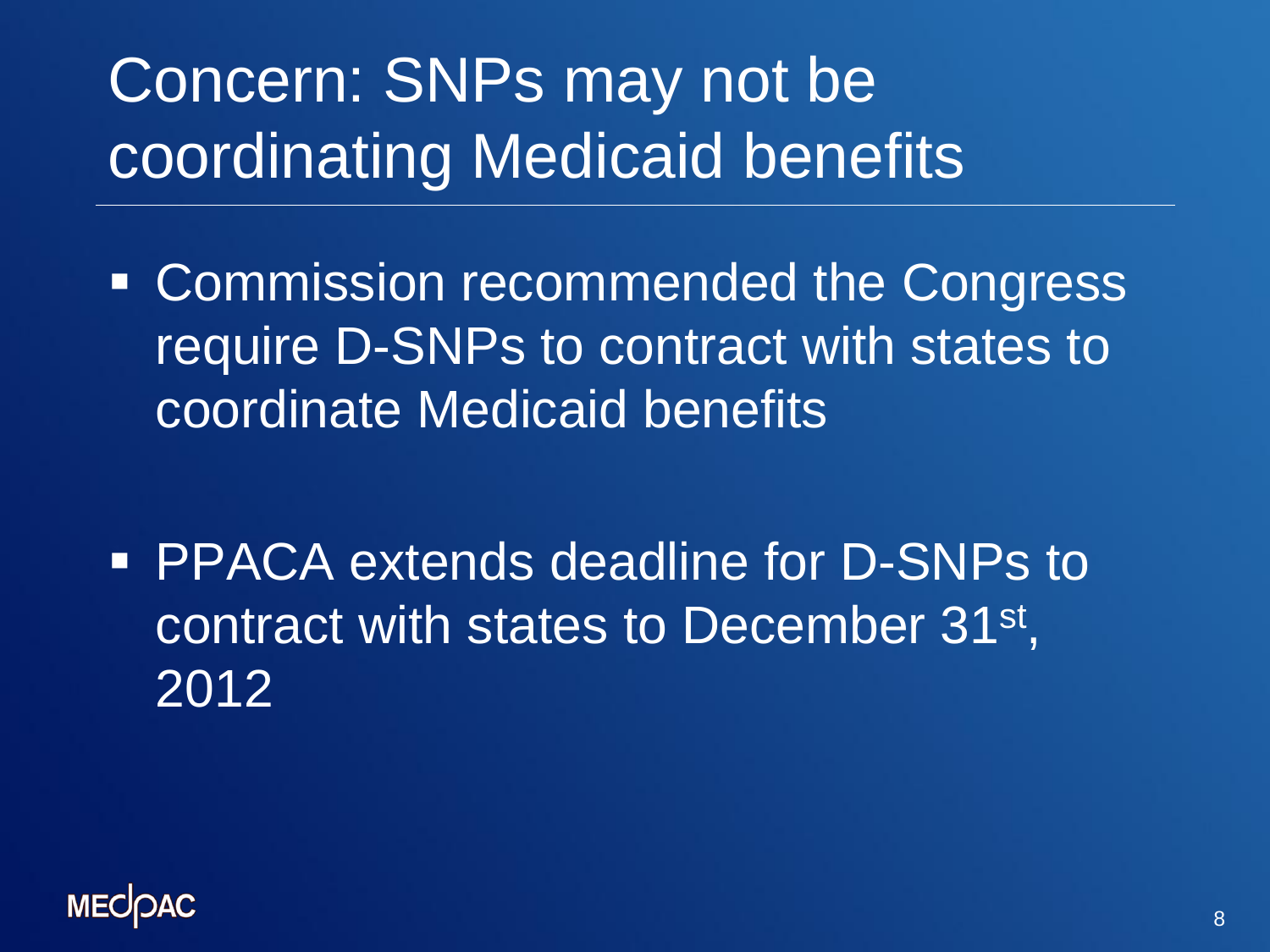# Concern: SNPs may not be coordinating Medicaid benefits

- Commission recommended the Congress require D-SNPs to contract with states to coordinate Medicaid benefits

- PPACA extends deadline for D-SNPs to contract with states to December 31st, 2012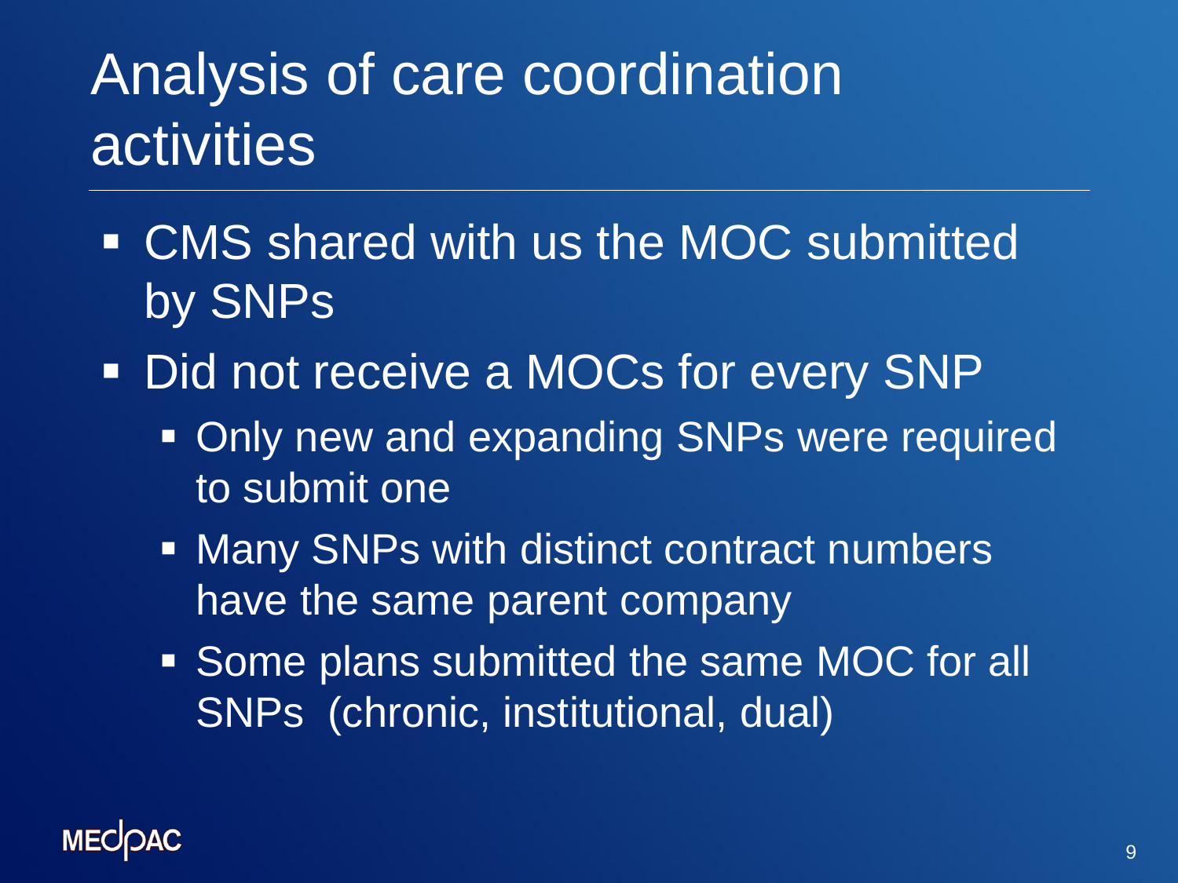# Analysis of care coordination activities

- CMS shared with us the MOC submitted by SNPs
- Did not receive a MOCs for every SNP
  - Only new and expanding SNPs were required to submit one
  - Many SNPs with distinct contract numbers have the same parent company
  - Some plans submitted the same MOC for all SNPs (chronic, institutional, dual)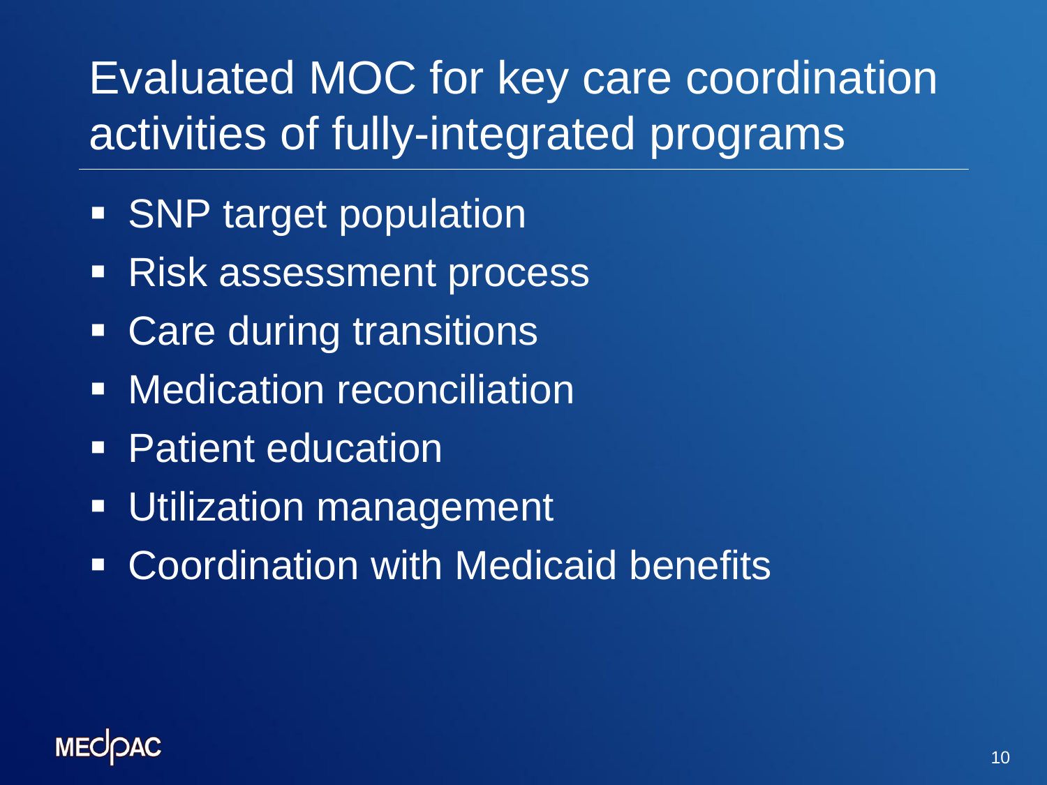# Evaluated MOC for key care coordination activities of fully-integrated programs

- SNP target population
- Risk assessment process
- Care during transitions
- Medication reconciliation
- Patient education
- Utilization management
- Coordination with Medicaid benefits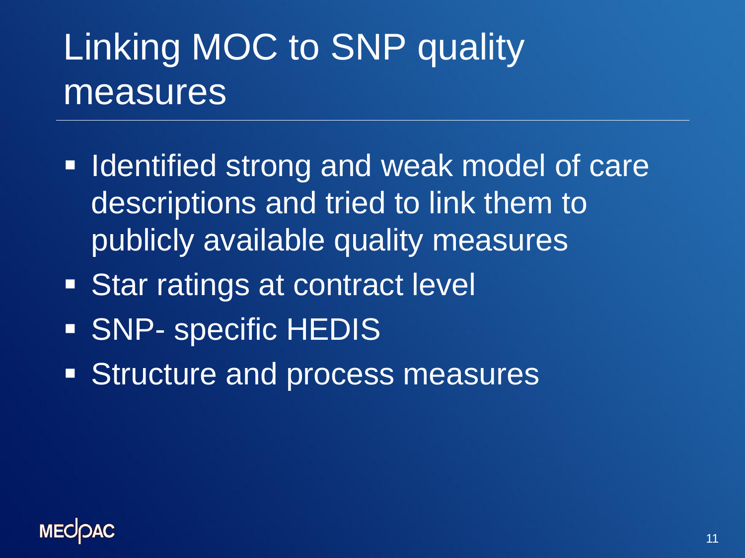# Linking MOC to SNP quality measures

- Identified strong and weak model of care descriptions and tried to link them to publicly available quality measures
- Star ratings at contract level
- SNP- specific HEDIS
- Structure and process measures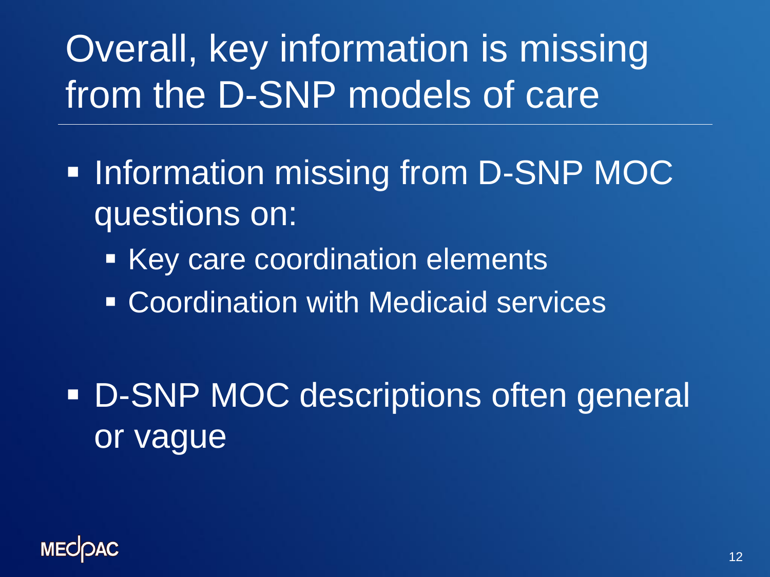# Overall, key information is missing from the D-SNP models of care

- Information missing from D-SNP MOC questions on:
  - Key care coordination elements
  - Coordination with Medicaid services
- D-SNP MOC descriptions often general or vague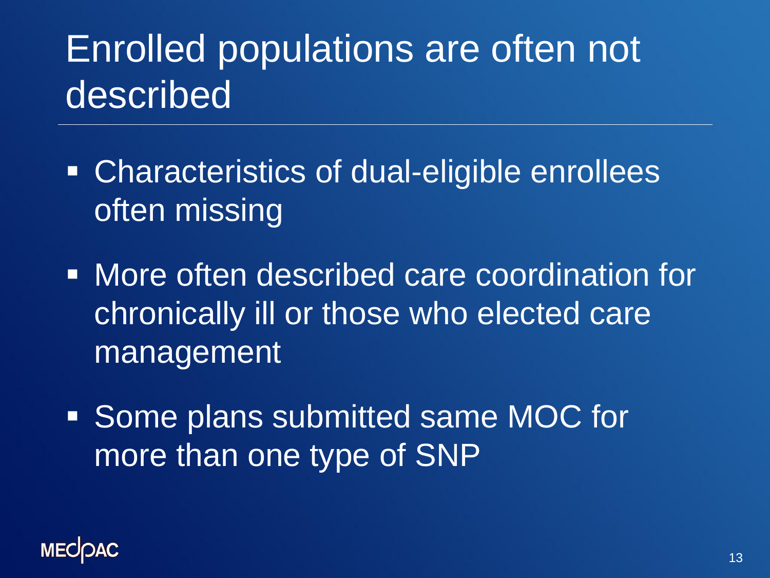# Enrolled populations are often not described

- Characteristics of dual-eligible enrollees often missing
- More often described care coordination for chronically ill or those who elected care management
- Some plans submitted same MOC for more than one type of SNP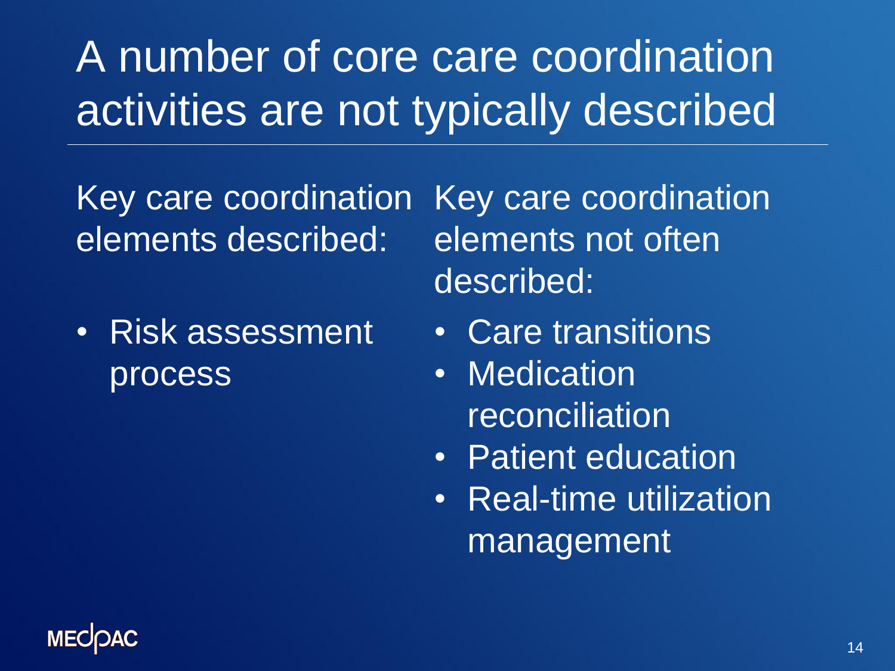# A number of core care coordination activities are not typically described

Key care coordination elements described:

- Risk assessment process

Key care coordination elements not often described:

- Care transitions
- Medication reconciliation
- Patient education
- Real-time utilization management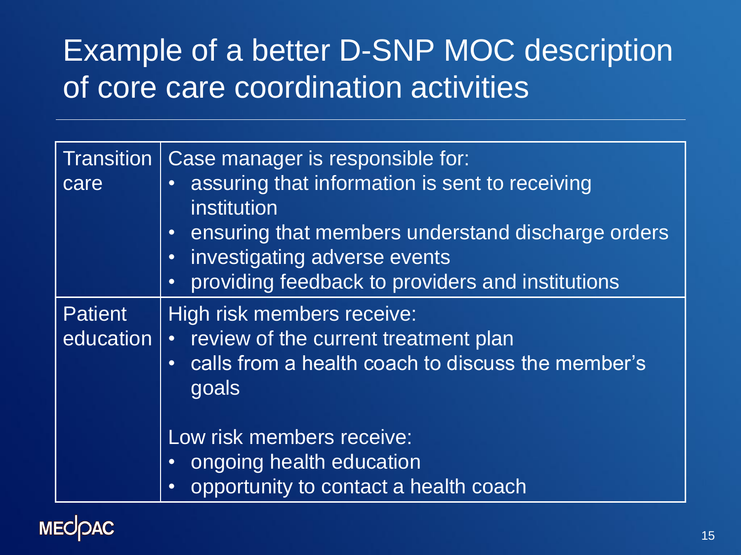# Example of a better D-SNP MOC description of core care coordination activities

| | |
|---|---|
| Transition care | Case manager is responsible for:<br>• assuring that information is sent to receiving institution<br>• ensuring that members understand discharge orders<br>• investigating adverse events<br>• providing feedback to providers and institutions |
| Patient education | High risk members receive:<br>• review of the current treatment plan<br>• calls from a health coach to discuss the member's goals<br><br>Low risk members receive:<br>• ongoing health education<br>• opportunity to contact a health coach |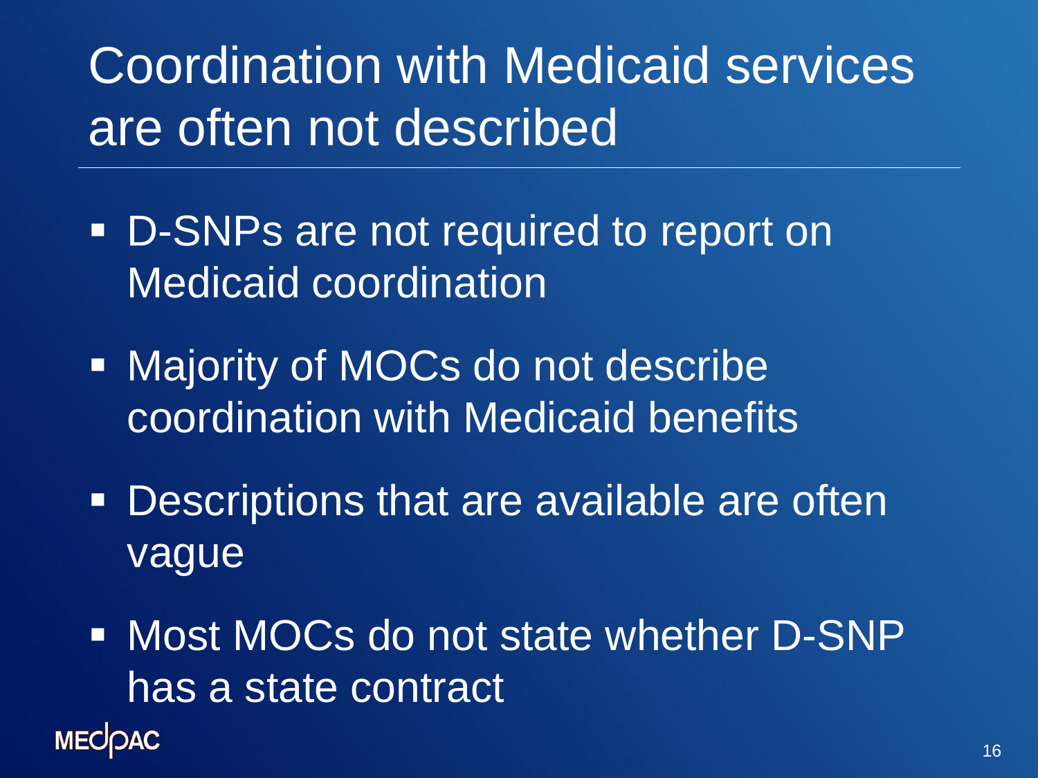# Coordination with Medicaid services are often not described

- D-SNPs are not required to report on Medicaid coordination
- Majority of MOCs do not describe coordination with Medicaid benefits
- Descriptions that are available are often vague
- Most MOCs do not state whether D-SNP has a state contract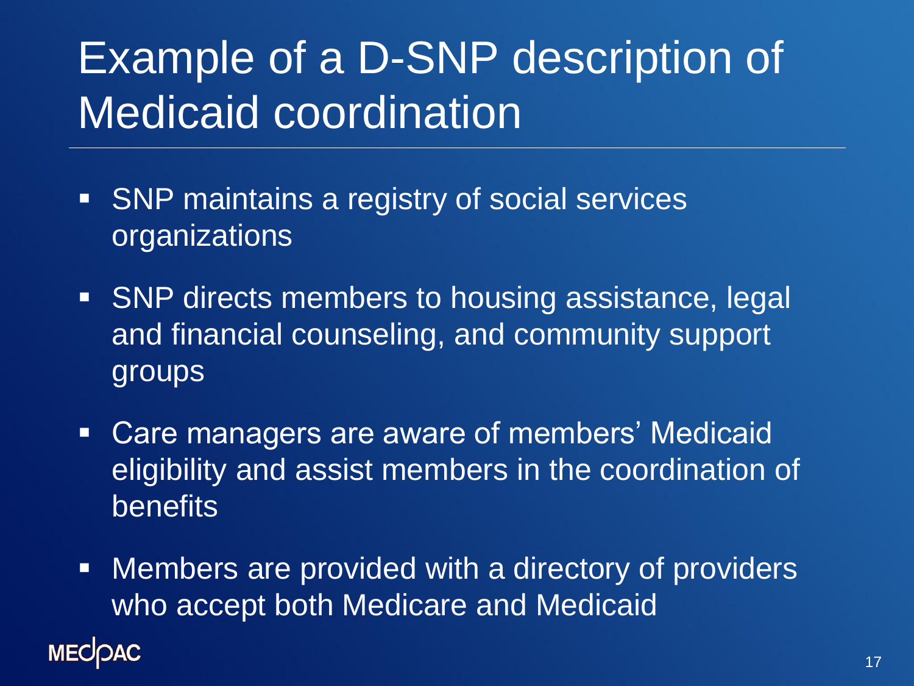# Example of a D-SNP description of Medicaid coordination

- SNP maintains a registry of social services organizations
- SNP directs members to housing assistance, legal and financial counseling, and community support groups
- Care managers are aware of members' Medicaid eligibility and assist members in the coordination of benefits
- Members are provided with a directory of providers who accept both Medicare and Medicaid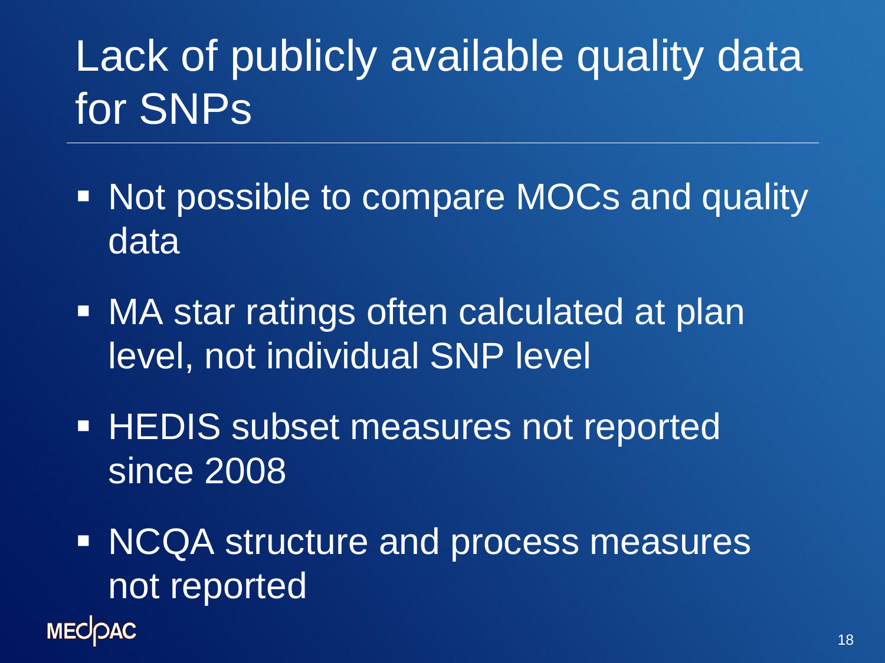# Lack of publicly available quality data for SNPs

- Not possible to compare MOCs and quality data
- MA star ratings often calculated at plan level, not individual SNP level
- HEDIS subset measures not reported since 2008
- NCQA structure and process measures not reported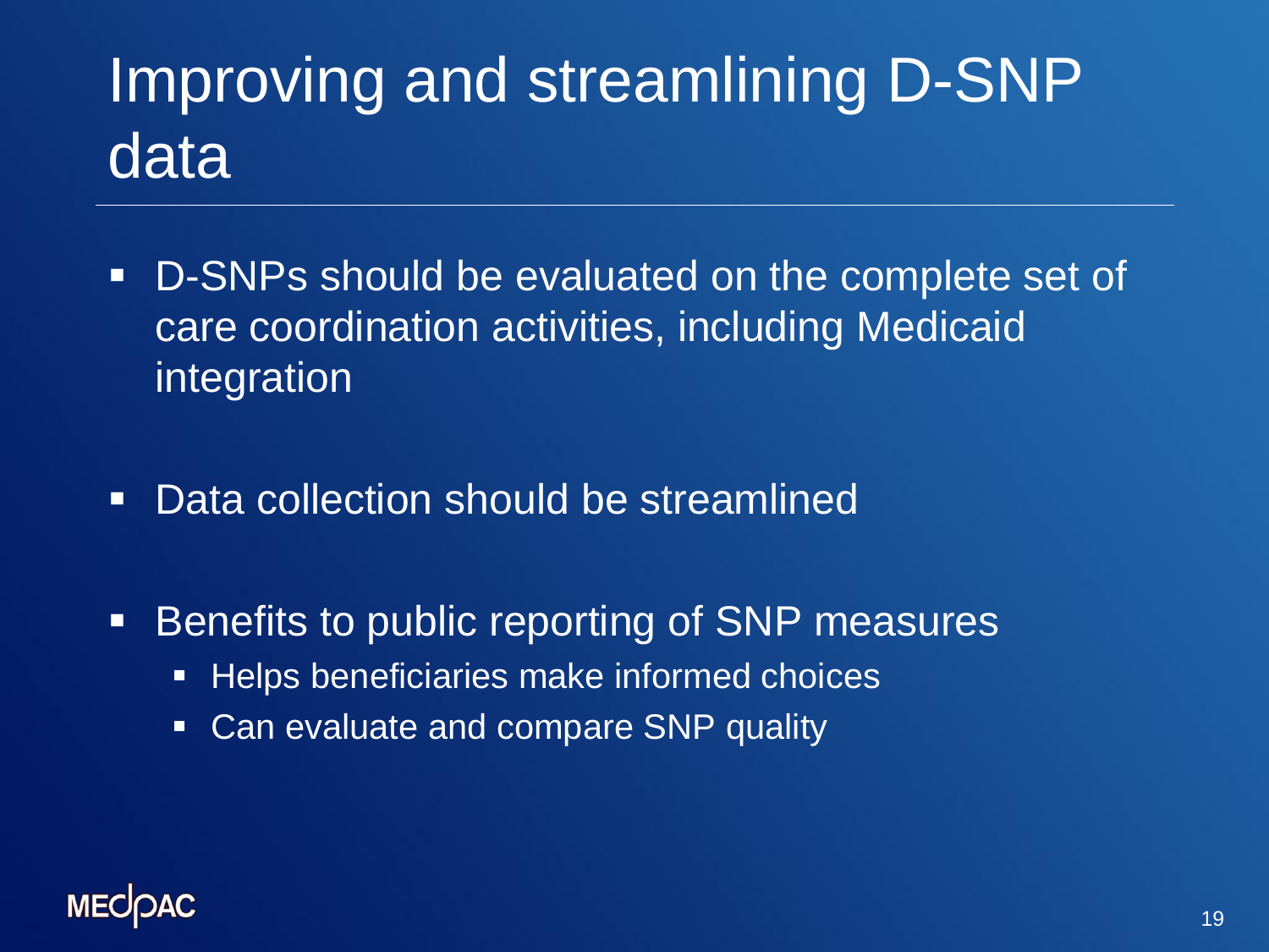# Improving and streamlining D-SNP data

- D-SNPs should be evaluated on the complete set of care coordination activities, including Medicaid integration
- Data collection should be streamlined
- Benefits to public reporting of SNP measures
  - Helps beneficiaries make informed choices
  - Can evaluate and compare SNP quality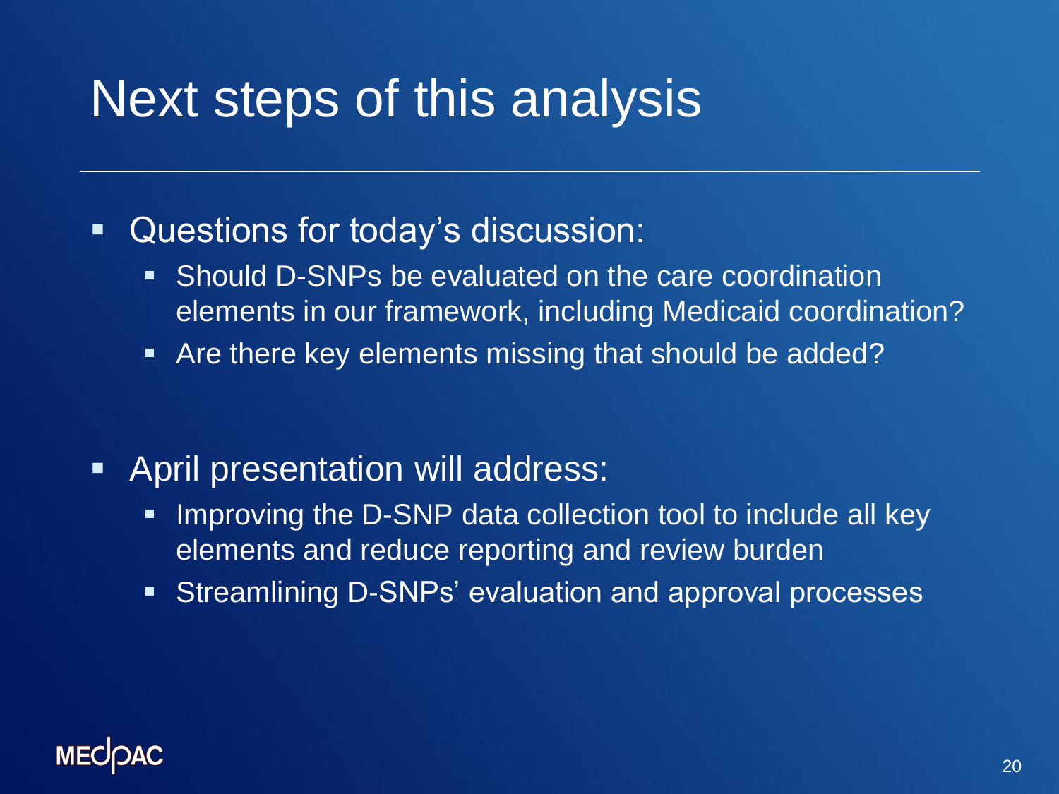# Next steps of this analysis

- Questions for today's discussion:
  - Should D-SNPs be evaluated on the care coordination elements in our framework, including Medicaid coordination?
  - Are there key elements missing that should be added?

- April presentation will address:
  - Improving the D-SNP data collection tool to include all key elements and reduce reporting and review burden
  - Streamlining D-SNPs' evaluation and approval processes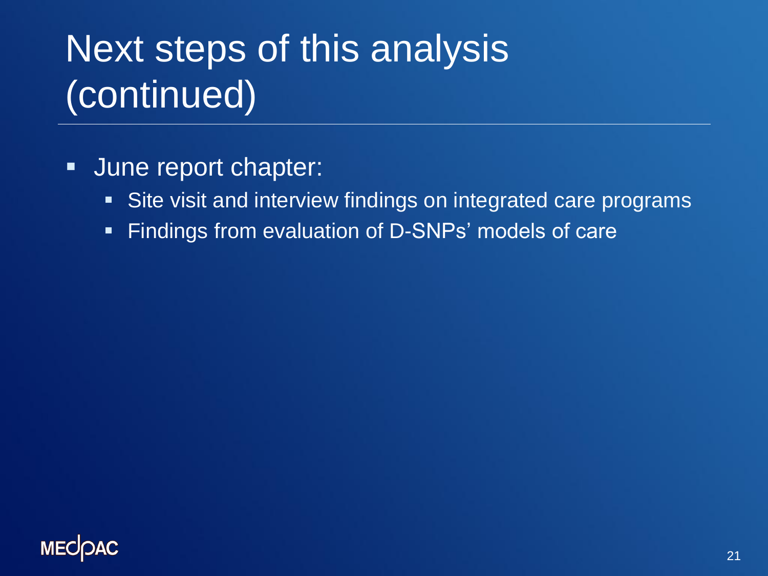# Next steps of this analysis (continued)

- June report chapter:
  - Site visit and interview findings on integrated care programs
  - Findings from evaluation of D-SNPs' models of care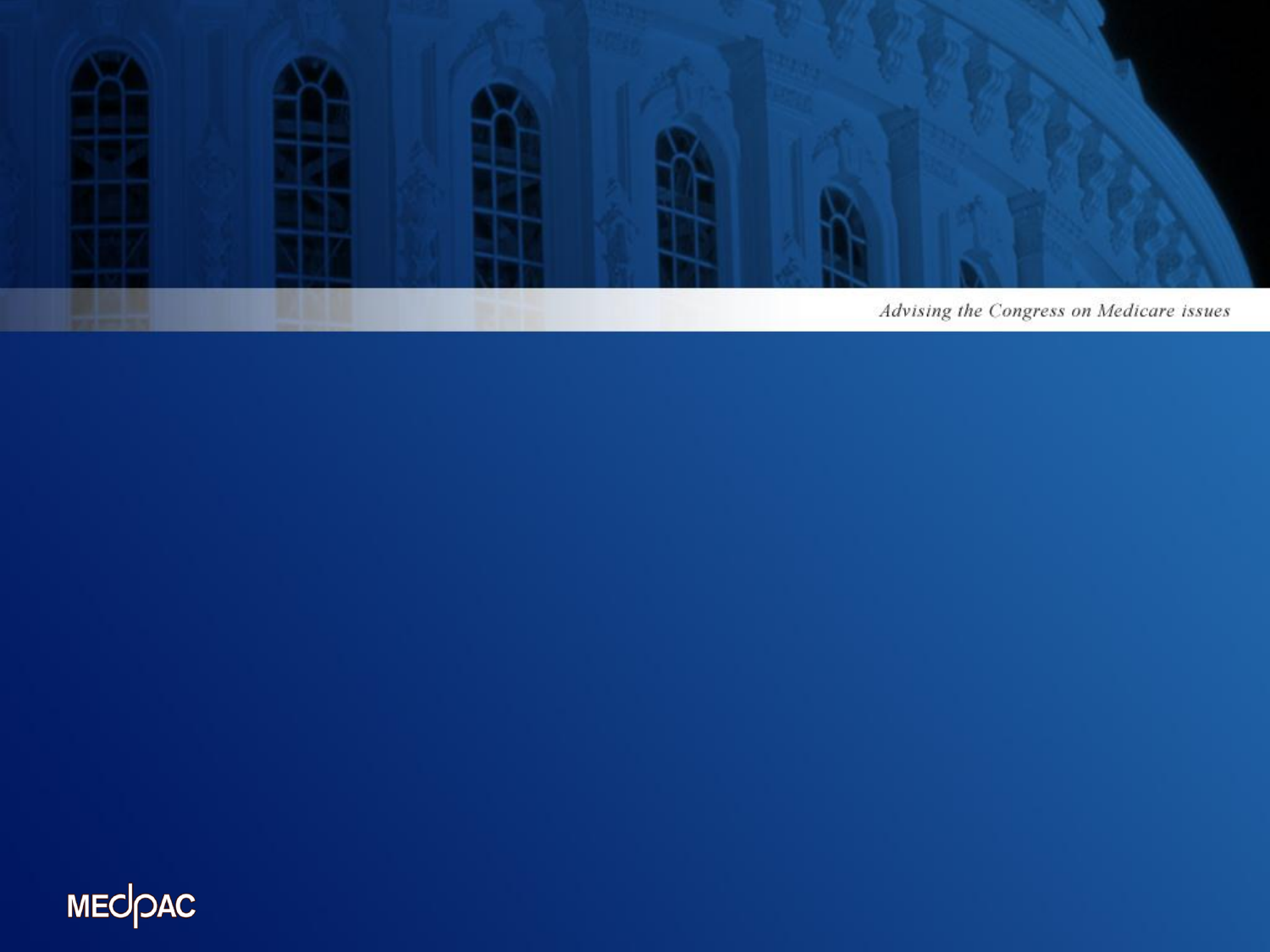*Advising the Congress on Medicare issues*